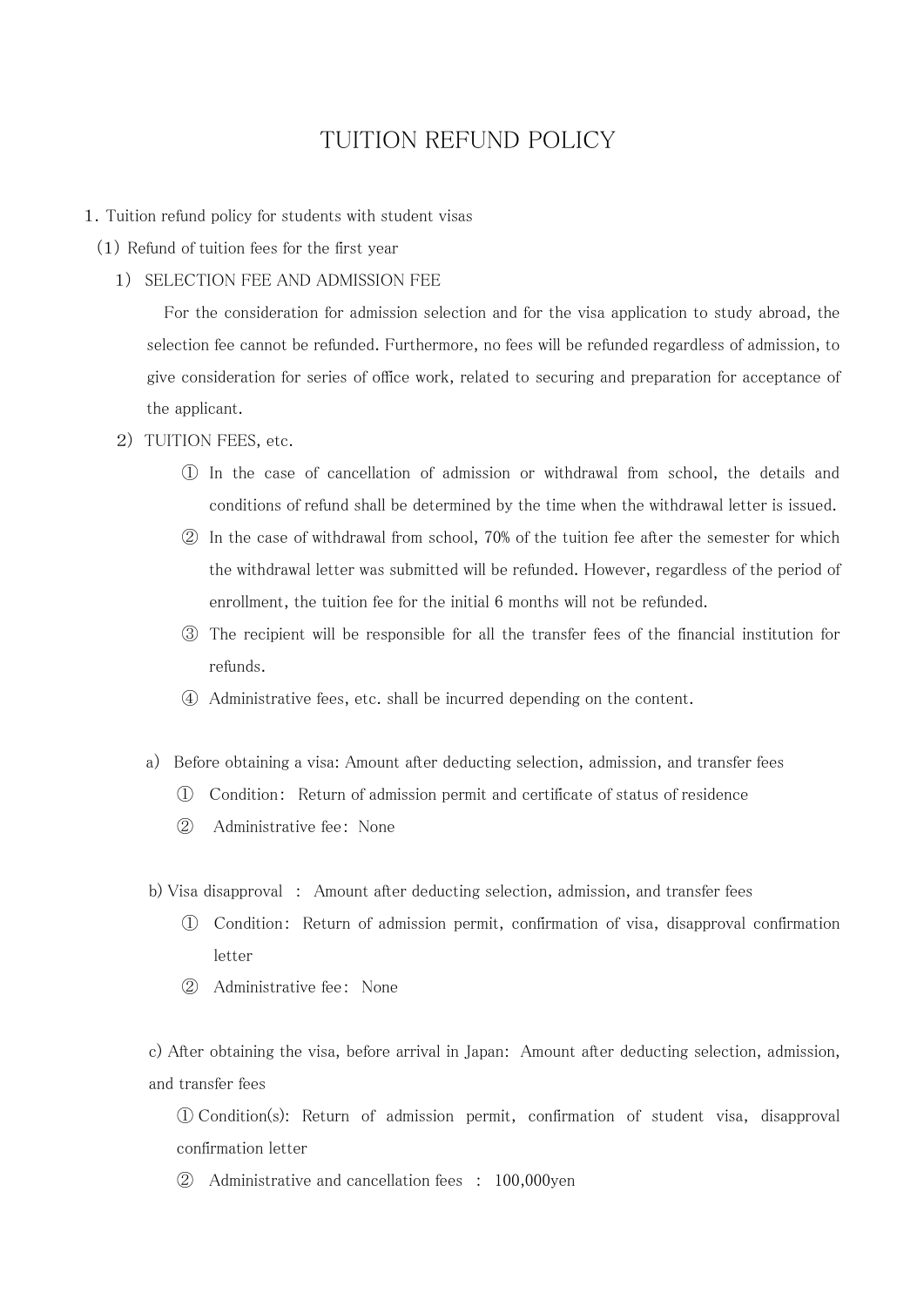# TUITION REFUND POLICY

1. Tuition refund policy for students with student visas

(1) Refund of tuition fees for the first year

1) SELECTION FEE AND ADMISSION FEE

For the consideration for admission selection and for the visa application to study abroad, the selection fee cannot be refunded. Furthermore, no fees will be refunded regardless of admission, to give consideration for series of office work, related to securing and preparation for acceptance of the applicant.

2) TUITION FEES, etc.

① In the case of cancellation of admission or withdrawal from school, the details and conditions of refund shall be determined by the time when the withdrawal letter is issued.

② In the case of withdrawal from school, 70% of the tuition fee after the semester for which the withdrawal letter was submitted will be refunded. However, regardless of the period of enrollment, the tuition fee for the initial 6 months will not be refunded.

③ The recipient will be responsible for all the transfer fees of the financial institution for refunds.

④ Administrative fees, etc. shall be incurred depending on the content.

a) Before obtaining a visa: Amount after deducting selection, admission, and transfer fees

① Condition: Return of admission permit and certificate of status of residence

② Administrative fee: None

b) Visa disapproval : Amount after deducting selection, admission, and transfer fees

① Condition: Return of admission permit, confirmation of visa, disapproval confirmation letter

② Administrative fee: None

c) After obtaining the visa, before arrival in Japan: Amount after deducting selection, admission, and transfer fees

① Condition(s): Return of admission permit, confirmation of student visa, disapproval confirmation letter

② Administrative and cancellation fees : 100,000yen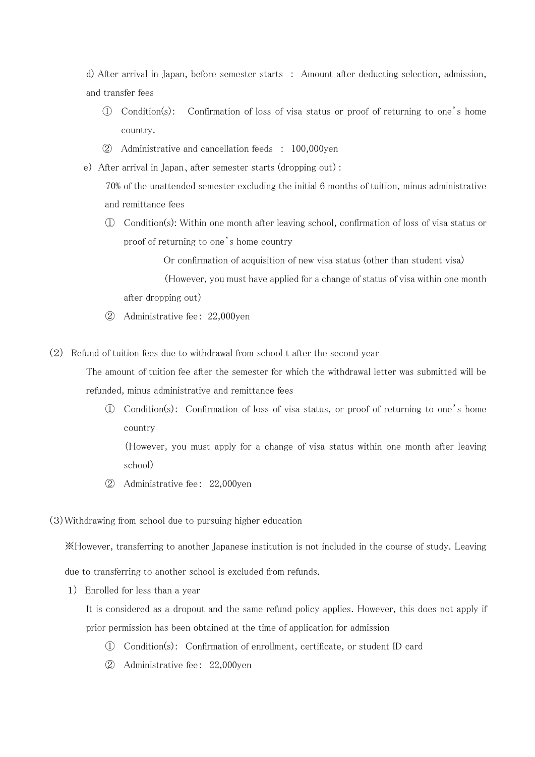d) After arrival in Japan, before semester starts : Amount after deducting selection, admission, and transfer fees

① Condition(s): Confirmation of loss of visa status or proof of returning to one's home country.

② Administrative and cancellation feeds : 100,000yen

e) After arrival in Japan、after semester starts (dropping out) :

70% of the unattended semester excluding the initial 6 months of tuition, minus administrative and remittance fees

① Condition(s): Within one month after leaving school, confirmation of loss of visa status or proof of returning to one's home country

Or confirmation of acquisition of new visa status (other than student visa)

(However, you must have applied for a change of status of visa within one month after dropping out)

② Administrative fee: 22,000yen

(2) Refund of tuition fees due to withdrawal from school t after the second year

The amount of tuition fee after the semester for which the withdrawal letter was submitted will be refunded, minus administrative and remittance fees

① Condition(s): Confirmation of loss of visa status, or proof of returning to one's home country

(However, you must apply for a change of visa status within one month after leaving school)

② Administrative fee: 22,000yen

(3) Withdrawing from school due to pursuing higher education

※However, transferring to another Japanese institution is not included in the course of study. Leaving due to transferring to another school is excluded from refunds.

1) Enrolled for less than a year

It is considered as a dropout and the same refund policy applies. However, this does not apply if prior permission has been obtained at the time of application for admission

① Condition(s): Confirmation of enrollment, certificate, or student ID card

② Administrative fee: 22,000yen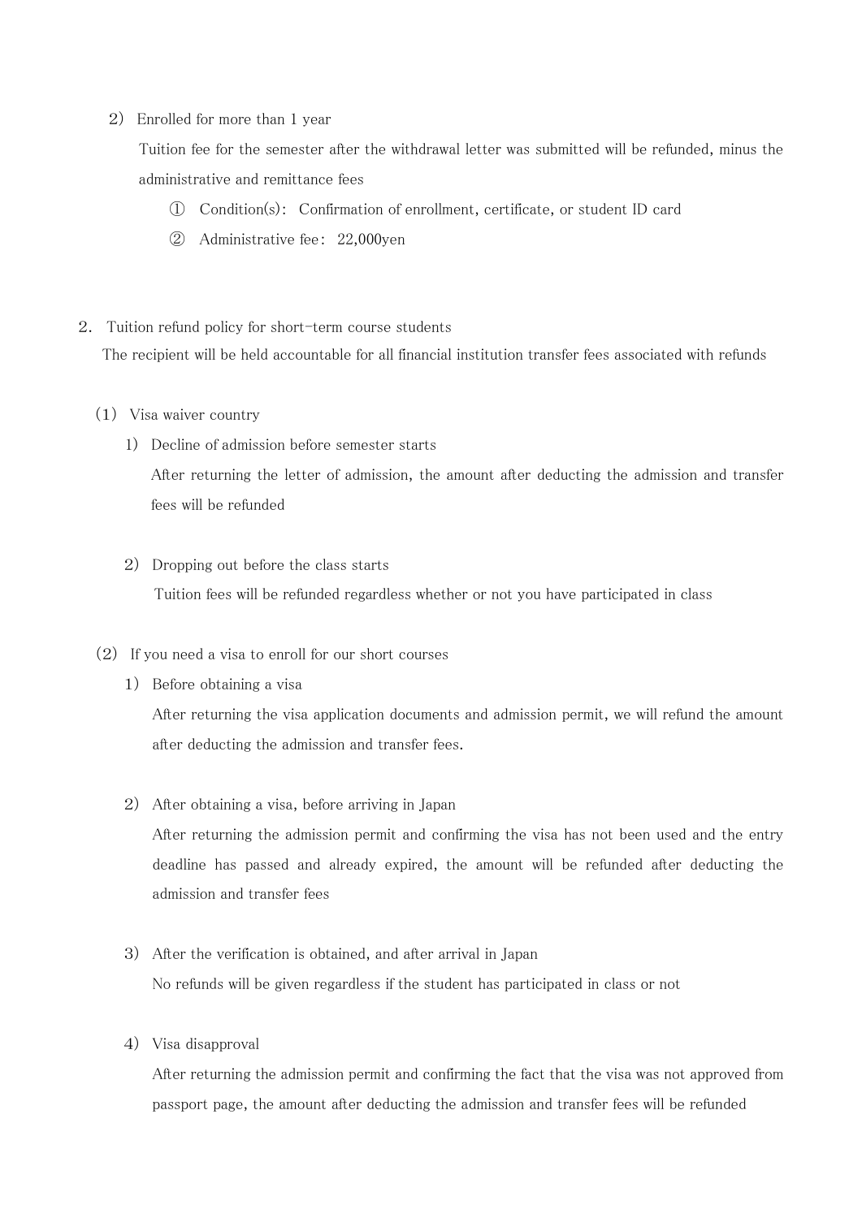2） Enrolled for more than 1 year

Tuition fee for the semester after the withdrawal letter was submitted will be refunded, minus the administrative and remittance fees

① Condition(s)： Confirmation of enrollment, certificate, or student ID card

② Administrative fee： 22,000yen

## 2. Tuition refund policy for short-term course students

The recipient will be held accountable for all financial institution transfer fees associated with refunds

### （1） Visa waiver country

1） Decline of admission before semester starts

After returning the letter of admission, the amount after deducting the admission and transfer fees will be refunded

2） Dropping out before the class starts

Tuition fees will be refunded regardless whether or not you have participated in class

### （2） If you need a visa to enroll for our short courses

1） Before obtaining a visa

After returning the visa application documents and admission permit, we will refund the amount after deducting the admission and transfer fees.

2） After obtaining a visa, before arriving in Japan

After returning the admission permit and confirming the visa has not been used and the entry deadline has passed and already expired, the amount will be refunded after deducting the admission and transfer fees

3） After the verification is obtained, and after arrival in Japan

No refunds will be given regardless if the student has participated in class or not

4） Visa disapproval

After returning the admission permit and confirming the fact that the visa was not approved from passport page, the amount after deducting the admission and transfer fees will be refunded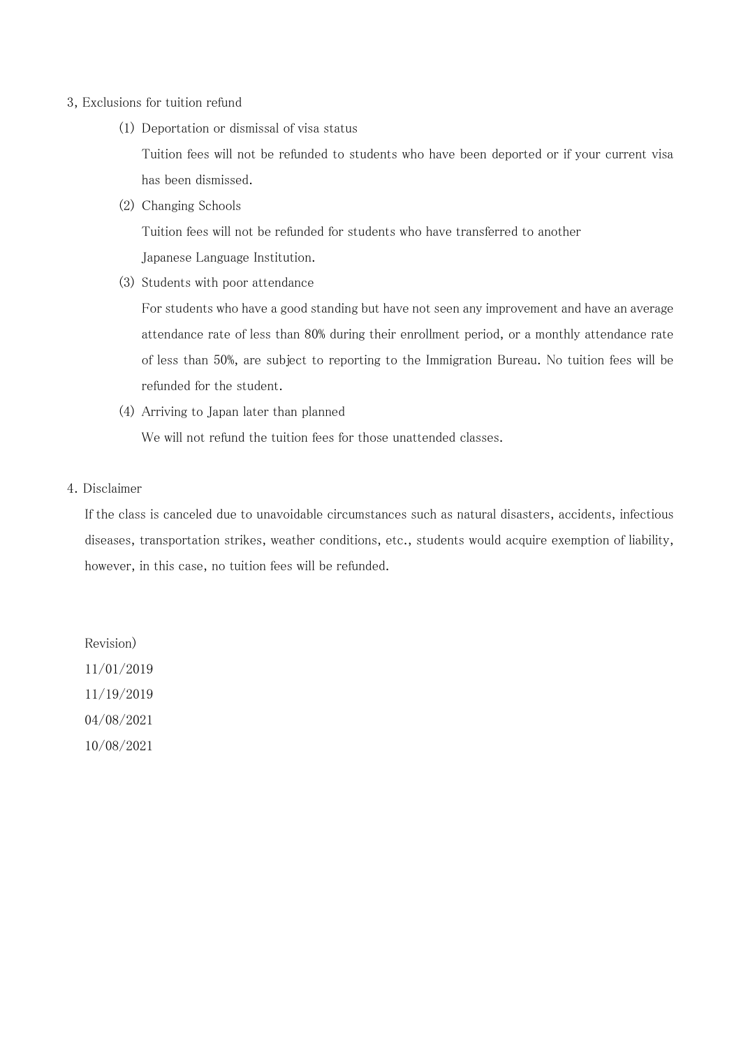3, Exclusions for tuition refund

(1) Deportation or dismissal of visa status

Tuition fees will not be refunded to students who have been deported or if your current visa has been dismissed.

(2) Changing Schools

Tuition fees will not be refunded for students who have transferred to another Japanese Language Institution.

(3) Students with poor attendance

For students who have a good standing but have not seen any improvement and have an average attendance rate of less than 80% during their enrollment period, or a monthly attendance rate of less than 50%, are subject to reporting to the Immigration Bureau. No tuition fees will be refunded for the student.

(4) Arriving to Japan later than planned

We will not refund the tuition fees for those unattended classes.

4. Disclaimer

If the class is canceled due to unavoidable circumstances such as natural disasters, accidents, infectious diseases, transportation strikes, weather conditions, etc., students would acquire exemption of liability, however, in this case, no tuition fees will be refunded.

Revision)

11/01/2019

11/19/2019

04/08/2021

10/08/2021